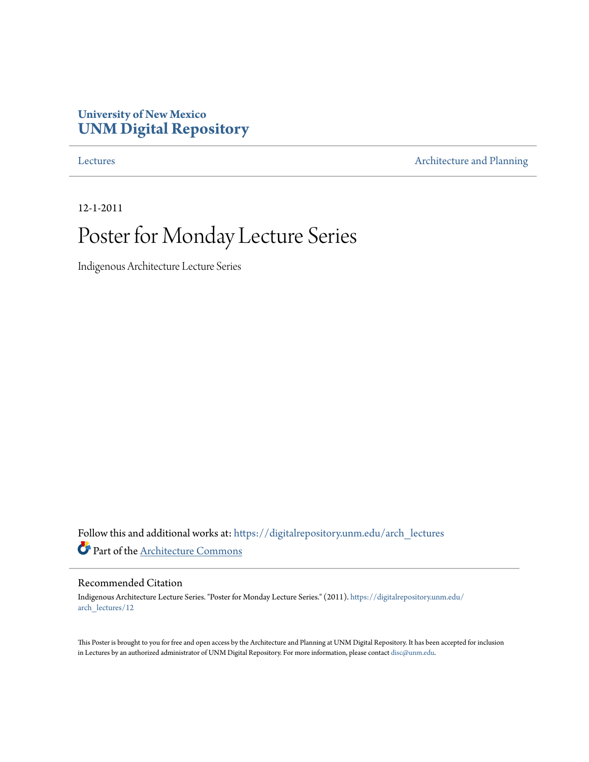University of New Mexico
**UNM Digital Repository**

Lectures | Architecture and Planning

12-1-2011

# Poster for Monday Lecture Series

Indigenous Architecture Lecture Series

Follow this and additional works at: https://digitalrepository.unm.edu/arch_lectures

Part of the Architecture Commons

## Recommended Citation

Indigenous Architecture Lecture Series. "Poster for Monday Lecture Series." (2011). https://digitalrepository.unm.edu/arch_lectures/12

This Poster is brought to you for free and open access by the Architecture and Planning at UNM Digital Repository. It has been accepted for inclusion in Lectures by an authorized administrator of UNM Digital Repository. For more information, please contact disc@unm.edu.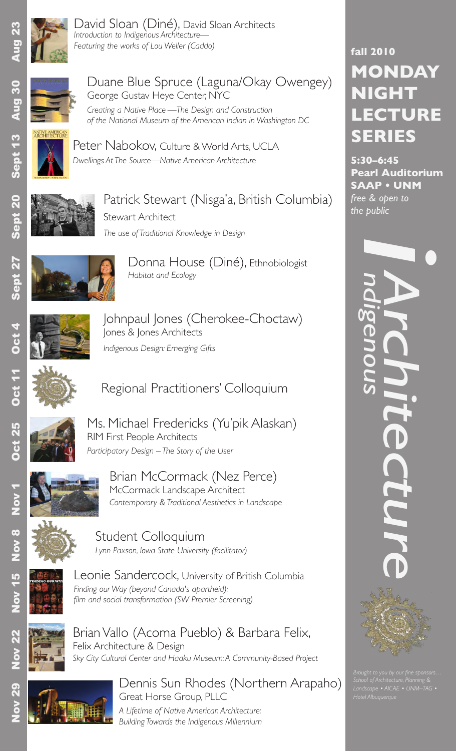# fall 2010 MONDAY NIGHT LECTURE SERIES

**5:30–6:45**
**Pearl Auditorium**
**SAAP • UNM**
*free & open to the public*

## Indigenous Architecture

**Aug 23** — David Sloan (Diné), David Sloan Architects
*Introduction to Indigenous Architecture— Featuring the works of Lou Weller (Caddo)*

**Aug 30** — Duane Blue Spruce (Laguna/Okay Owengey)
George Gustav Heye Center, NYC
*Creating a Native Place —The Design and Construction of the National Museum of the American Indian in Washington DC*

**Sept 13** — Peter Nabokov, Culture & World Arts, UCLA
*Dwellings At The Source—Native American Architecture*

**Sept 20** — Patrick Stewart (Nisga'a, British Columbia)
Stewart Architect
*The use of Traditional Knowledge in Design*

**Sept 27** — Donna House (Diné), Ethnobiologist
*Habitat and Ecology*

**Oct 4** — Johnpaul Jones (Cherokee-Choctaw)
Jones & Jones Architects
*Indigenous Design: Emerging Gifts*

**Oct 11** — Regional Practitioners' Colloquium

**Oct 25** — Ms. Michael Fredericks (Yu'pik Alaskan)
RIM First People Architects
*Participatory Design – The Story of the User*

**Nov 1** — Brian McCormack (Nez Perce)
McCormack Landscape Architect
*Contemporary & Traditional Aesthetics in Landscape*

**Nov 8** — Student Colloquium
*Lynn Paxson, Iowa State University (facilitator)*

**Nov 15** — Leonie Sandercock, University of British Columbia
*Finding our Way (beyond Canada's apartheid): film and social transformation (SW Premier Screening)*

**Nov 22** — Brian Vallo (Acoma Pueblo) & Barbara Felix,
Felix Architecture & Design
*Sky City Cultural Center and Haaku Museum: A Community-Based Project*

**Nov 29** — Dennis Sun Rhodes (Northern Arapaho)
Great Horse Group, PLLC
*A Lifetime of Native American Architecture: Building Towards the Indigenous Millennium*

*Brought to you by our fine sponsors… School of Architecture, Planning & Landscape • AICAE • UNM–TAG • Hotel Albuquerque*